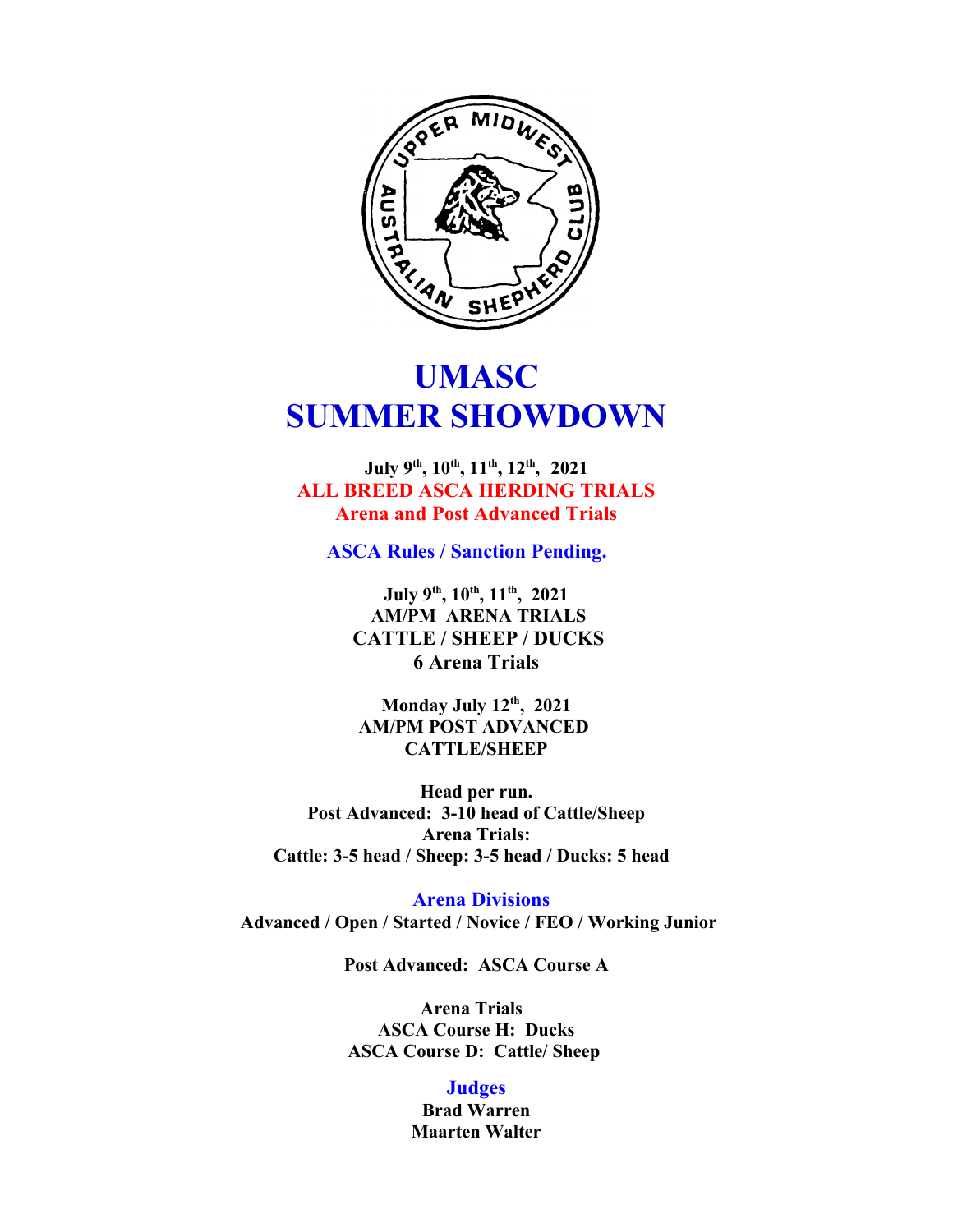# UMASC
# SUMMER SHOWDOWN

**July 9th, 10th, 11th, 12th, 2021**
**ALL BREED ASCA HERDING TRIALS**
**Arena and Post Advanced Trials**

**ASCA Rules / Sanction Pending.**

**July 9th, 10th, 11th, 2021**
**AM/PM ARENA TRIALS**
**CATTLE / SHEEP / DUCKS**
**6 Arena Trials**

**Monday July 12th, 2021**
**AM/PM POST ADVANCED**
**CATTLE/SHEEP**

**Head per run.**
**Post Advanced: 3-10 head of Cattle/Sheep**
**Arena Trials:**
**Cattle: 3-5 head / Sheep: 3-5 head / Ducks: 5 head**

## Arena Divisions

**Advanced / Open / Started / Novice / FEO / Working Junior**

**Post Advanced: ASCA Course A**

**Arena Trials**
**ASCA Course H: Ducks**
**ASCA Course D: Cattle/ Sheep**

## Judges

**Brad Warren**
**Maarten Walter**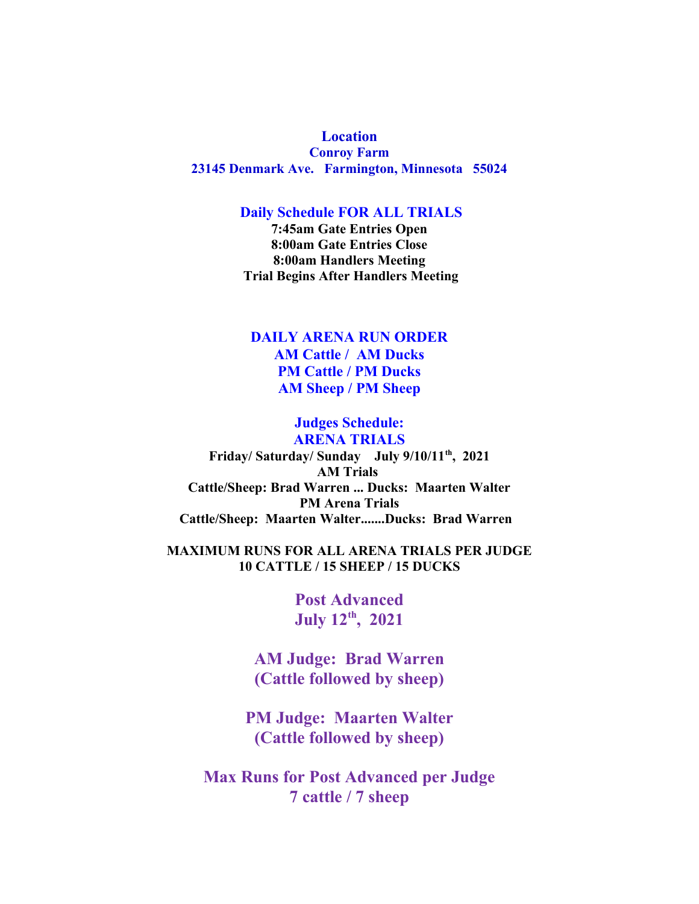## Location

**Conroy Farm**
**23145 Denmark Ave. Farmington, Minnesota 55024**

## Daily Schedule FOR ALL TRIALS

**7:45am Gate Entries Open**
**8:00am Gate Entries Close**
**8:00am Handlers Meeting**
**Trial Begins After Handlers Meeting**

## DAILY ARENA RUN ORDER

**AM Cattle / AM Ducks**
**PM Cattle / PM Ducks**
**AM Sheep / PM Sheep**

## Judges Schedule:
## ARENA TRIALS

**Friday/ Saturday/ Sunday July 9/10/11th, 2021**
**AM Trials**
**Cattle/Sheep: Brad Warren ... Ducks: Maarten Walter**
**PM Arena Trials**
**Cattle/Sheep: Maarten Walter.......Ducks: Brad Warren**

**MAXIMUM RUNS FOR ALL ARENA TRIALS PER JUDGE**
**10 CATTLE / 15 SHEEP / 15 DUCKS**

## Post Advanced
## July 12th, 2021

**AM Judge: Brad Warren**
**(Cattle followed by sheep)**

**PM Judge: Maarten Walter**
**(Cattle followed by sheep)**

**Max Runs for Post Advanced per Judge**
**7 cattle / 7 sheep**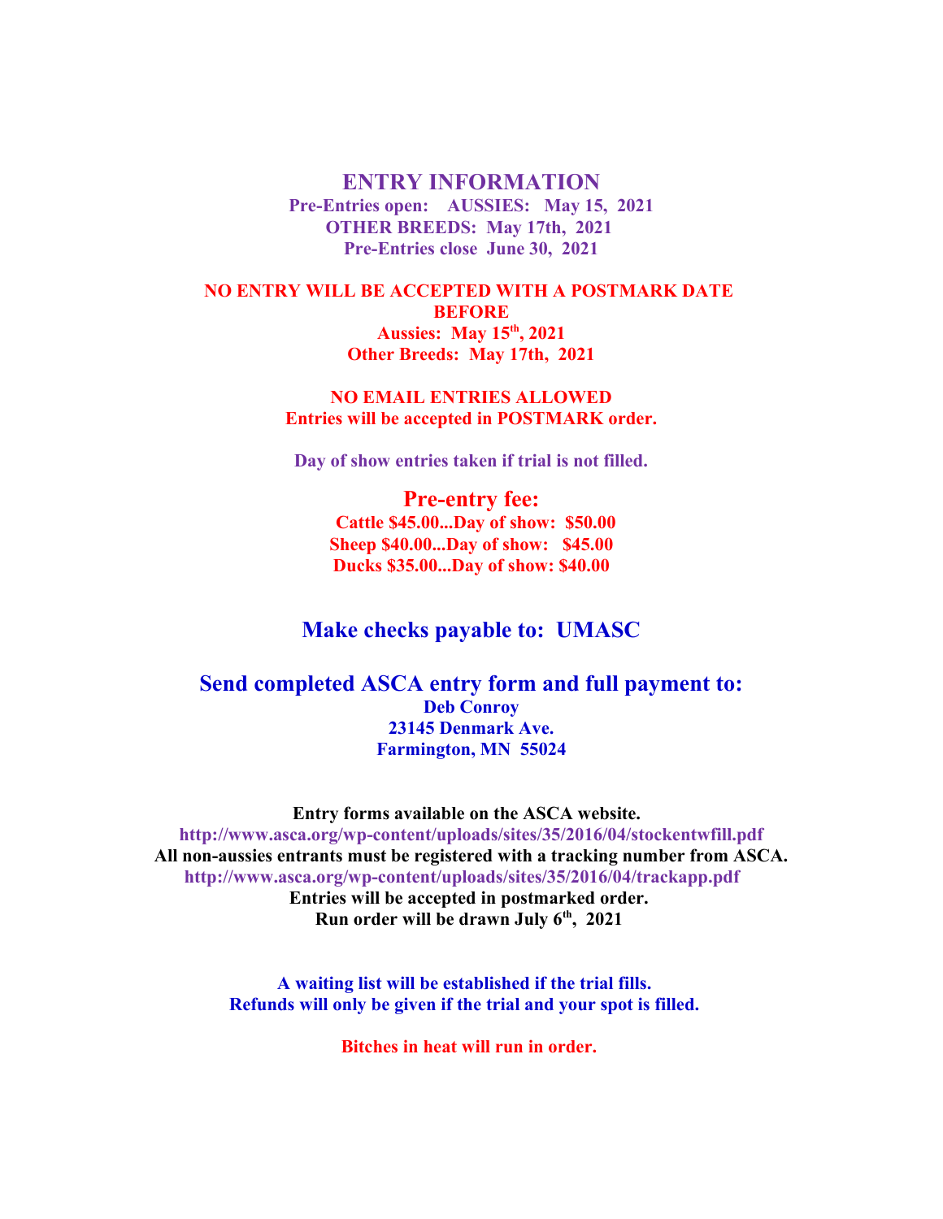# ENTRY INFORMATION

**Pre-Entries open: AUSSIES: May 15, 2021**
**OTHER BREEDS: May 17th, 2021**
**Pre-Entries close June 30, 2021**

**NO ENTRY WILL BE ACCEPTED WITH A POSTMARK DATE BEFORE**
**Aussies: May 15th, 2021**
**Other Breeds: May 17th, 2021**

**NO EMAIL ENTRIES ALLOWED**
**Entries will be accepted in POSTMARK order.**

**Day of show entries taken if trial is not filled.**

## Pre-entry fee:

**Cattle $45.00...Day of show: $50.00**
**Sheep $40.00...Day of show: $45.00**
**Ducks $35.00...Day of show: $40.00**

## Make checks payable to: UMASC

## Send completed ASCA entry form and full payment to:

**Deb Conroy**
**23145 Denmark Ave.**
**Farmington, MN 55024**

**Entry forms available on the ASCA website.**
**http://www.asca.org/wp-content/uploads/sites/35/2016/04/stockentwfill.pdf**
**All non-aussies entrants must be registered with a tracking number from ASCA.**
**http://www.asca.org/wp-content/uploads/sites/35/2016/04/trackapp.pdf**
**Entries will be accepted in postmarked order.**
**Run order will be drawn July 6th, 2021**

**A waiting list will be established if the trial fills.**
**Refunds will only be given if the trial and your spot is filled.**

**Bitches in heat will run in order.**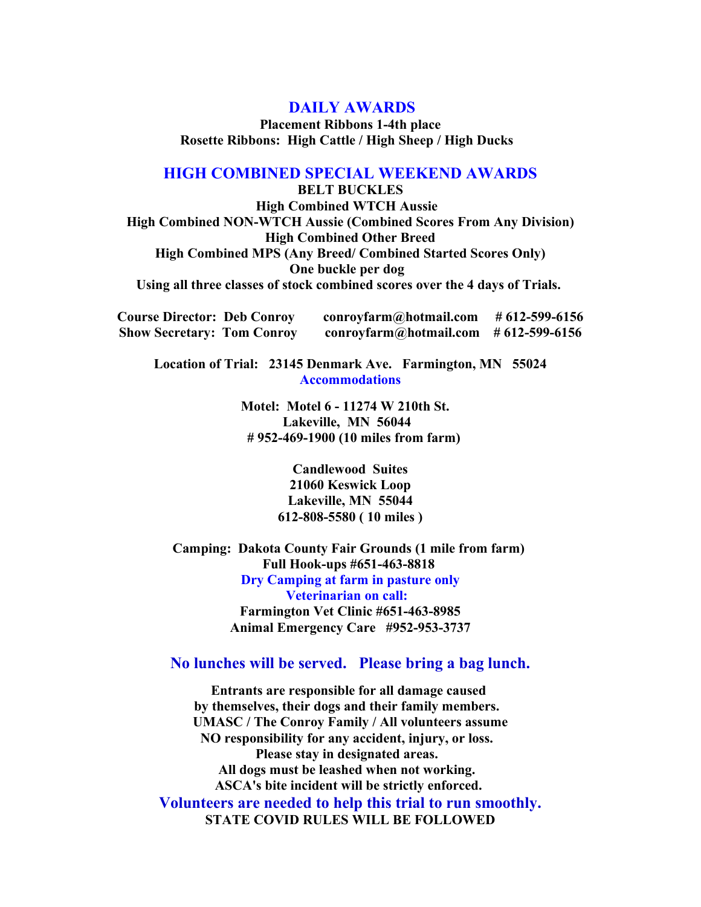## DAILY AWARDS

**Placement Ribbons 1-4th place**
**Rosette Ribbons: High Cattle / High Sheep / High Ducks**

## HIGH COMBINED SPECIAL WEEKEND AWARDS

**BELT BUCKLES**
**High Combined WTCH Aussie**
**High Combined NON-WTCH Aussie (Combined Scores From Any Division)**
**High Combined Other Breed**
**High Combined MPS (Any Breed/ Combined Started Scores Only)**
**One buckle per dog**
**Using all three classes of stock combined scores over the 4 days of Trials.**

| | | |
|---|---|---|
| **Course Director: Deb Conroy** | **conroyfarm@hotmail.com** | **# 612-599-6156** |
| **Show Secretary: Tom Conroy** | **conroyfarm@hotmail.com** | **# 612-599-6156** |

**Location of Trial: 23145 Denmark Ave. Farmington, MN 55024**

### Accommodations

**Motel: Motel 6 - 11274 W 210th St.**
**Lakeville, MN 56044**
**# 952-469-1900 (10 miles from farm)**

**Candlewood Suites**
**21060 Keswick Loop**
**Lakeville, MN 55044**
**612-808-5580 ( 10 miles )**

**Camping: Dakota County Fair Grounds (1 mile from farm)**
**Full Hook-ups #651-463-8818**

**Dry Camping at farm in pasture only**

**Veterinarian on call:**
**Farmington Vet Clinic #651-463-8985**
**Animal Emergency Care #952-953-3737**

### No lunches will be served. Please bring a bag lunch.

**Entrants are responsible for all damage caused by themselves, their dogs and their family members. UMASC / The Conroy Family / All volunteers assume NO responsibility for any accident, injury, or loss.**
**Please stay in designated areas.**
**All dogs must be leashed when not working.**
**ASCA's bite incident will be strictly enforced.**

### Volunteers are needed to help this trial to run smoothly.

**STATE COVID RULES WILL BE FOLLOWED**